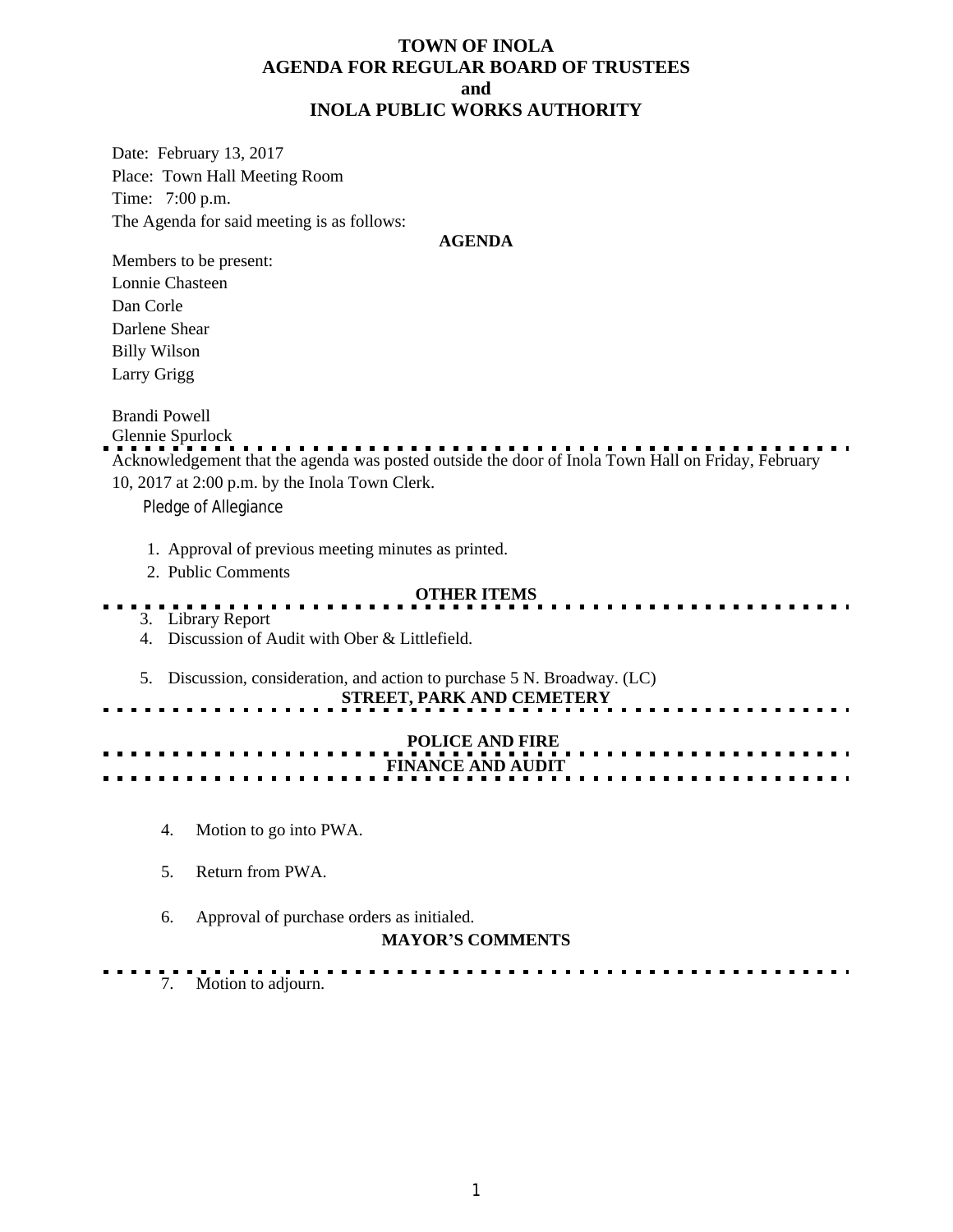# TOWN OF INOLA
## AGENDA FOR REGULAR BOARD OF TRUSTEES
## and
## INOLA PUBLIC WORKS AUTHORITY

Date: February 13, 2017
Place: Town Hall Meeting Room
Time: 7:00 p.m.
The Agenda for said meeting is as follows:

**AGENDA**

Members to be present:
Lonnie Chasteen
Dan Corle
Darlene Shear
Billy Wilson
Larry Grigg

Brandi Powell
Glennie Spurlock

---

Acknowledgement that the agenda was posted outside the door of Inola Town Hall on Friday, February 10, 2017 at 2:00 p.m. by the Inola Town Clerk.

Pledge of Allegiance

1. Approval of previous meeting minutes as printed.
2. Public Comments

**OTHER ITEMS**

---

3. Library Report
4. Discussion of Audit with Ober & Littlefield.
5. Discussion, consideration, and action to purchase 5 N. Broadway. (LC)

**STREET, PARK AND CEMETERY**

---

**POLICE AND FIRE**

---

**FINANCE AND AUDIT**

---

4. Motion to go into PWA.

5. Return from PWA.

6. Approval of purchase orders as initialed.

**MAYOR'S COMMENTS**

---

7. Motion to adjourn.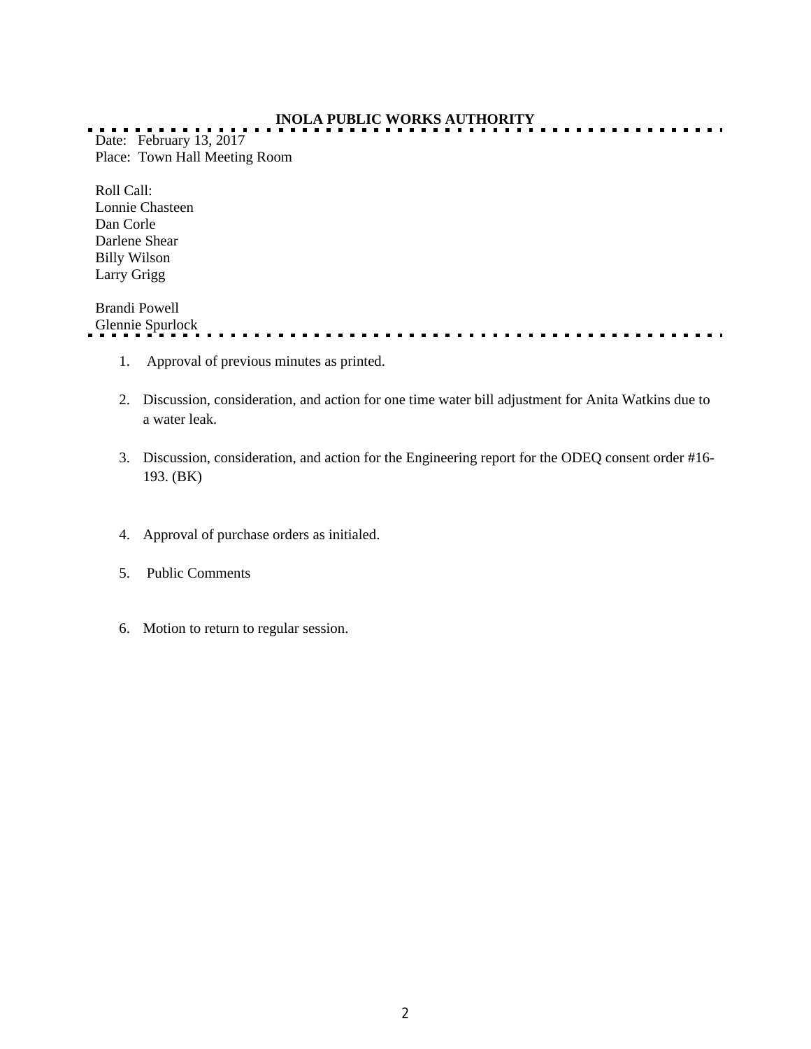**INOLA PUBLIC WORKS AUTHORITY**

Date: February 13, 2017
Place: Town Hall Meeting Room

Roll Call:
Lonnie Chasteen
Dan Corle
Darlene Shear
Billy Wilson
Larry Grigg

Brandi Powell
Glennie Spurlock

1. Approval of previous minutes as printed.

2. Discussion, consideration, and action for one time water bill adjustment for Anita Watkins due to a water leak.

3. Discussion, consideration, and action for the Engineering report for the ODEQ consent order #16-193. (BK)

4. Approval of purchase orders as initialed.

5. Public Comments

6. Motion to return to regular session.